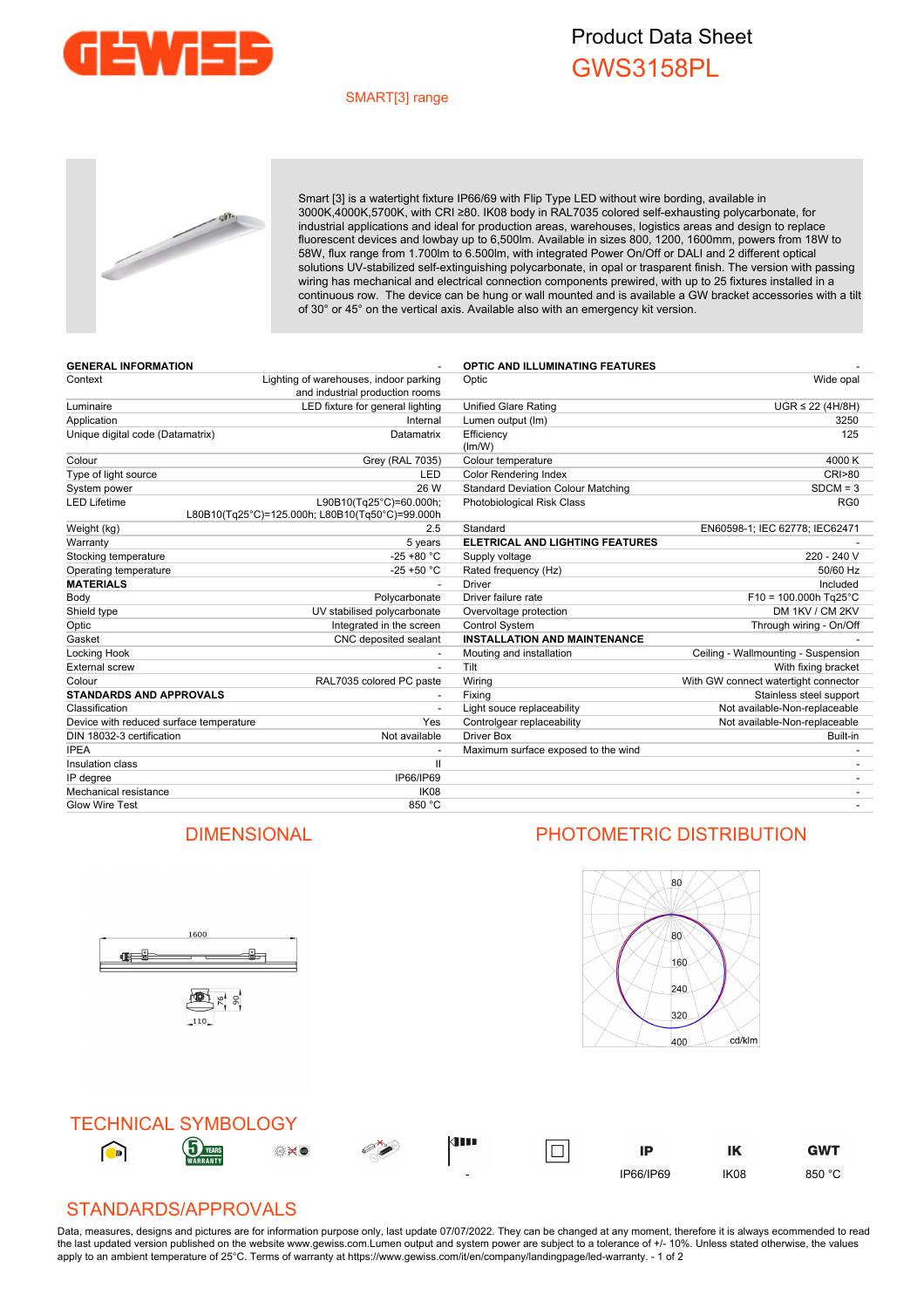# Product Data Sheet

## GWS3158PL

SMART[3] range

Smart [3] is a watertight fixture IP66/69 with Flip Type LED without wire bording, available in 3000K,4000K,5700K, with CRI ≥80. IK08 body in RAL7035 colored self-exhausting polycarbonate, for industrial applications and ideal for production areas, warehouses, logistics areas and design to replace fluorescent devices and lowbay up to 6,500lm. Available in sizes 800, 1200, 1600mm, powers from 18W to 58W, flux range from 1.700lm to 6.500lm, with integrated Power On/Off or DALI and 2 different optical solutions UV-stabilized self-extinguishing polycarbonate, in opal or trasparent finish. The version with passing wiring has mechanical and electrical connection components prewired, with up to 25 fixtures installed in a continuous row. The device can be hung or wall mounted and is available a GW bracket accessories with a tilt of 30° or 45° on the vertical axis. Available also with an emergency kit version.

| **GENERAL INFORMATION** | - |
|---|---|
| Context | Lighting of warehouses, indoor parking and industrial production rooms |
| Luminaire | LED fixture for general lighting |
| Application | Internal |
| Unique digital code (Datamatrix) | Datamatrix |
| Colour | Grey (RAL 7035) |
| Type of light source | LED |
| System power | 26 W |
| LED Lifetime | L90B10(Tq25°C)=60.000h; L80B10(Tq25°C)=125.000h; L80B10(Tq50°C)=99.000h |
| Weight (kg) | 2.5 |
| Warranty | 5 years |
| Stocking temperature | -25 +80 °C |
| Operating temperature | -25 +50 °C |
| **MATERIALS** | - |
| Body | Polycarbonate |
| Shield type | UV stabilised polycarbonate |
| Optic | Integrated in the screen |
| Gasket | CNC deposited sealant |
| Locking Hook | - |
| External screw | - |
| Colour | RAL7035 colored PC paste |
| **STANDARDS AND APPROVALS** | - |
| Classification | - |
| Device with reduced surface temperature | Yes |
| DIN 18032-3 certification | Not available |
| IPEA | - |
| Insulation class | II |
| IP degree | IP66/IP69 |
| Mechanical resistance | IK08 |
| Glow Wire Test | 850 °C |

| **OPTIC AND ILLUMINATING FEATURES** | - |
|---|---|
| Optic | Wide opal |
| Unified Glare Rating | UGR ≤ 22 (4H/8H) |
| Lumen output (lm) | 3250 |
| Efficiency (lm/W) | 125 |
| Colour temperature | 4000 K |
| Color Rendering Index | CRI>80 |
| Standard Deviation Colour Matching | SDCM = 3 |
| Photobiological Risk Class | RG0 |
| Standard | EN60598-1; IEC 62778; IEC62471 |
| **ELETRICAL AND LIGHTING FEATURES** | - |
| Supply voltage | 220 - 240 V |
| Rated frequency (Hz) | 50/60 Hz |
| Driver | Included |
| Driver failure rate | F10 = 100.000h Tq25°C |
| Overvoltage protection | DM 1KV / CM 2KV |
| Control System | Through wiring - On/Off |
| **INSTALLATION AND MAINTENANCE** | - |
| Mouting and installation | Ceiling - Wallmounting - Suspension |
| Tilt | With fixing bracket |
| Wiring | With GW connect watertight connector |
| Fixing | Stainless steel support |
| Light souce replaceability | Not available-Non-replaceable |
| Controlgear replaceability | Not available-Non-replaceable |
| Driver Box | Built-in |
| Maximum surface exposed to the wind | - |
| | - |
| | - |
| | - |
| | - |

## DIMENSIONAL

1600

110 | 76 | 90

## PHOTOMETRIC DISTRIBUTION

80 | 80 | 160 | 240 | 320 | 400 | cd/klm

## TECHNICAL SYMBOLOGY

| | | | | | | IP | IK | GWT |
|---|---|---|---|---|---|---|---|---|
| | | | | - | | IP66/IP69 | IK08 | 850 °C |

## STANDARDS/APPROVALS

Data, measures, designs and pictures are for information purpose only, last update 07/07/2022. They can be changed at any moment, therefore it is always ecommended to read the last updated version published on the website www.gewiss.com.Lumen output and system power are subject to a tolerance of +/- 10%. Unless stated otherwise, the values apply to an ambient temperature of 25°C. Terms of warranty at https://www.gewiss.com/it/en/company/landingpage/led-warranty.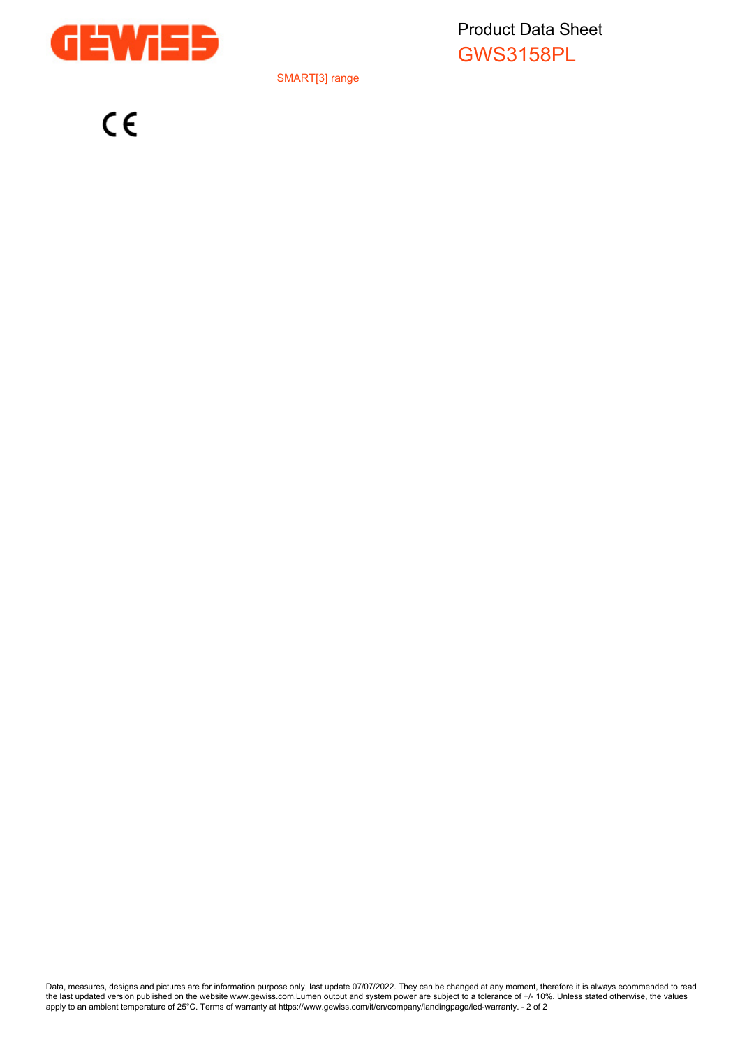# Product Data Sheet

## GWS3158PL

SMART[3] range

CE

Data, measures, designs and pictures are for information purpose only, last update 07/07/2022. They can be changed at any moment, therefore it is always ecommended to read the last updated version published on the website www.gewiss.com.Lumen output and system power are subject to a tolerance of +/- 10%. Unless stated otherwise, the values apply to an ambient temperature of 25°C. Terms of warranty at https://www.gewiss.com/it/en/company/landingpage/led-warranty.